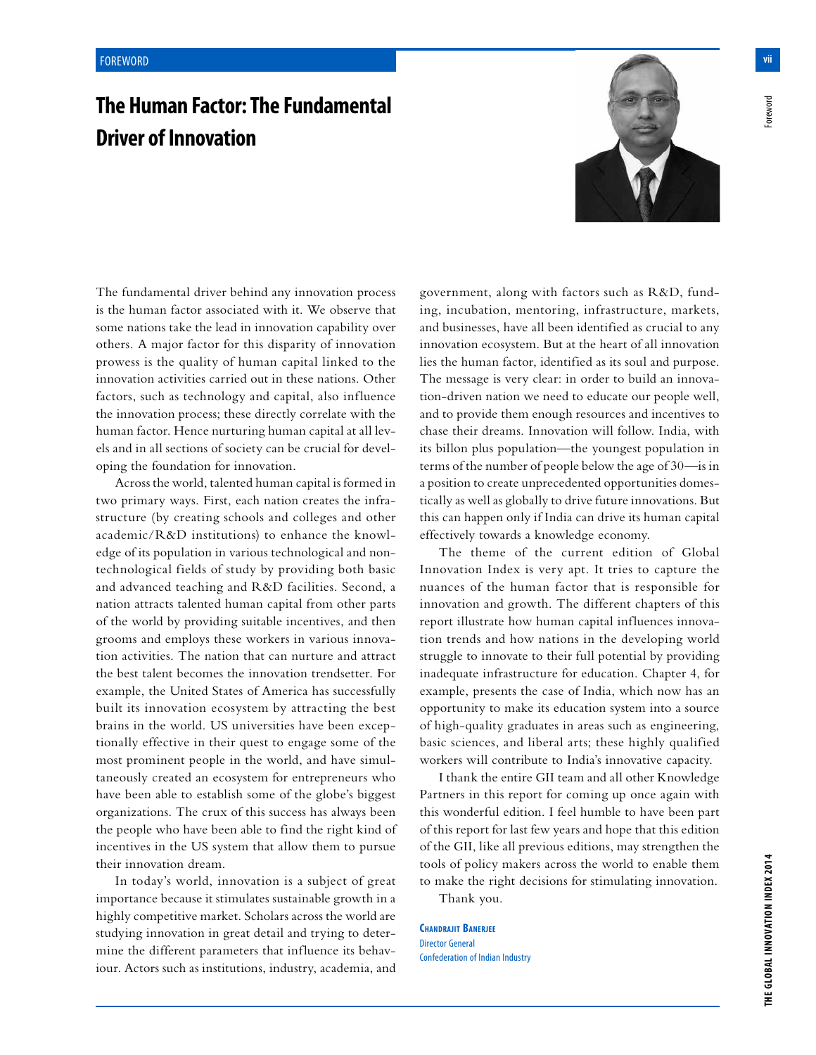FOREWORD

# The Human Factor: The Fundamental Driver of Innovation

The fundamental driver behind any innovation process is the human factor associated with it. We observe that some nations take the lead in innovation capability over others. A major factor for this disparity of innovation prowess is the quality of human capital linked to the innovation activities carried out in these nations. Other factors, such as technology and capital, also influence the innovation process; these directly correlate with the human factor. Hence nurturing human capital at all levels and in all sections of society can be crucial for developing the foundation for innovation.

Across the world, talented human capital is formed in two primary ways. First, each nation creates the infrastructure (by creating schools and colleges and other academic/R&D institutions) to enhance the knowledge of its population in various technological and non-technological fields of study by providing both basic and advanced teaching and R&D facilities. Second, a nation attracts talented human capital from other parts of the world by providing suitable incentives, and then grooms and employs these workers in various innovation activities. The nation that can nurture and attract the best talent becomes the innovation trendsetter. For example, the United States of America has successfully built its innovation ecosystem by attracting the best brains in the world. US universities have been exceptionally effective in their quest to engage some of the most prominent people in the world, and have simultaneously created an ecosystem for entrepreneurs who have been able to establish some of the globe's biggest organizations. The crux of this success has always been the people who have been able to find the right kind of incentives in the US system that allow them to pursue their innovation dream.

In today's world, innovation is a subject of great importance because it stimulates sustainable growth in a highly competitive market. Scholars across the world are studying innovation in great detail and trying to determine the different parameters that influence its behaviour. Actors such as institutions, industry, academia, and government, along with factors such as R&D, funding, incubation, mentoring, infrastructure, markets, and businesses, have all been identified as crucial to any innovation ecosystem. But at the heart of all innovation lies the human factor, identified as its soul and purpose. The message is very clear: in order to build an innovation-driven nation we need to educate our people well, and to provide them enough resources and incentives to chase their dreams. Innovation will follow. India, with its billon plus population—the youngest population in terms of the number of people below the age of 30—is in a position to create unprecedented opportunities domestically as well as globally to drive future innovations. But this can happen only if India can drive its human capital effectively towards a knowledge economy.

The theme of the current edition of Global Innovation Index is very apt. It tries to capture the nuances of the human factor that is responsible for innovation and growth. The different chapters of this report illustrate how human capital influences innovation trends and how nations in the developing world struggle to innovate to their full potential by providing inadequate infrastructure for education. Chapter 4, for example, presents the case of India, which now has an opportunity to make its education system into a source of high-quality graduates in areas such as engineering, basic sciences, and liberal arts; these highly qualified workers will contribute to India's innovative capacity.

I thank the entire GII team and all other Knowledge Partners in this report for coming up once again with this wonderful edition. I feel humble to have been part of this report for last few years and hope that this edition of the GII, like all previous editions, may strengthen the tools of policy makers across the world to enable them to make the right decisions for stimulating innovation.

Thank you.

**Chandrajit Banerjee**
Director General
Confederation of Indian Industry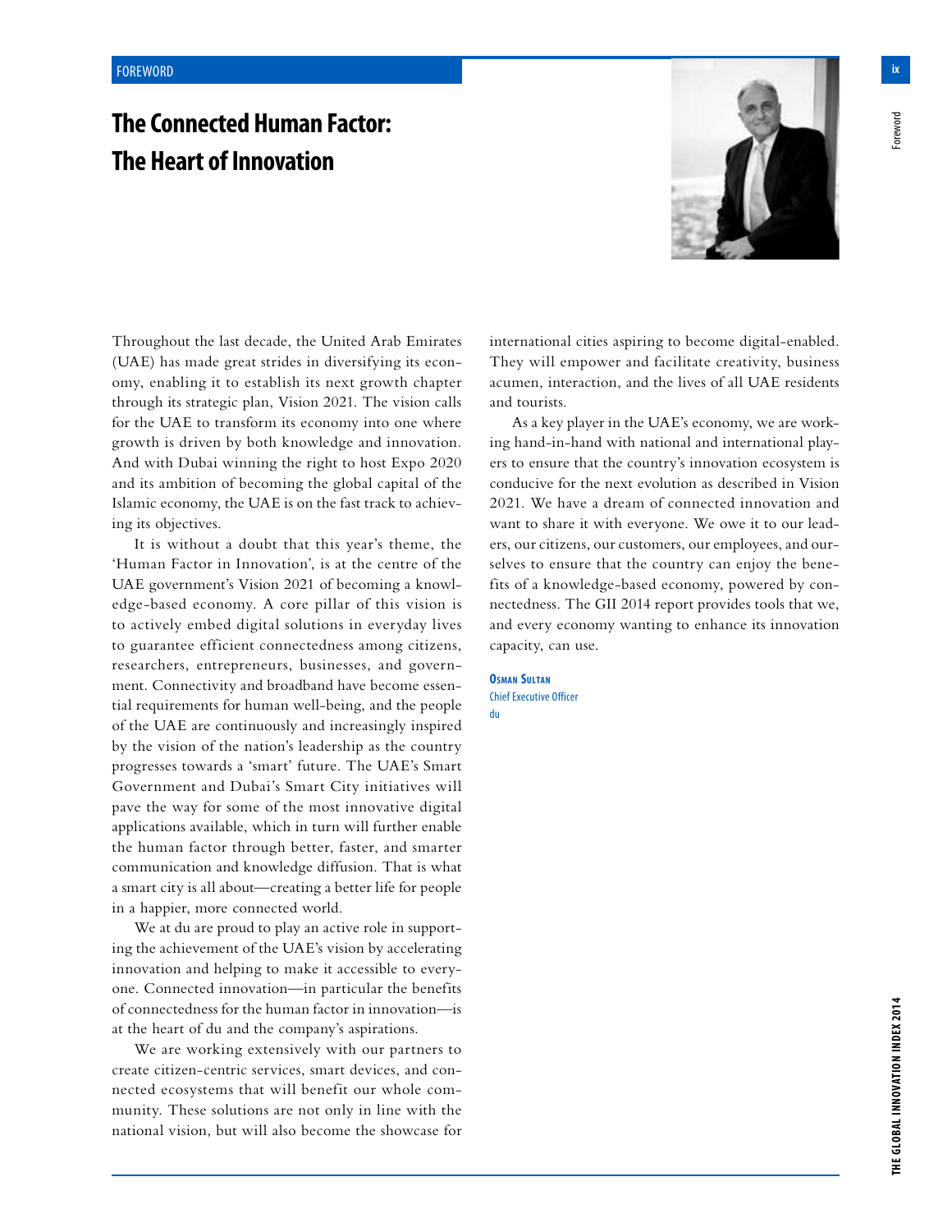FOREWORD

# The Connected Human Factor: The Heart of Innovation

Throughout the last decade, the United Arab Emirates (UAE) has made great strides in diversifying its economy, enabling it to establish its next growth chapter through its strategic plan, Vision 2021. The vision calls for the UAE to transform its economy into one where growth is driven by both knowledge and innovation. And with Dubai winning the right to host Expo 2020 and its ambition of becoming the global capital of the Islamic economy, the UAE is on the fast track to achieving its objectives.

It is without a doubt that this year's theme, the 'Human Factor in Innovation', is at the centre of the UAE government's Vision 2021 of becoming a knowledge-based economy. A core pillar of this vision is to actively embed digital solutions in everyday lives to guarantee efficient connectedness among citizens, researchers, entrepreneurs, businesses, and government. Connectivity and broadband have become essential requirements for human well-being, and the people of the UAE are continuously and increasingly inspired by the vision of the nation's leadership as the country progresses towards a 'smart' future. The UAE's Smart Government and Dubai's Smart City initiatives will pave the way for some of the most innovative digital applications available, which in turn will further enable the human factor through better, faster, and smarter communication and knowledge diffusion. That is what a smart city is all about—creating a better life for people in a happier, more connected world.

We at du are proud to play an active role in supporting the achievement of the UAE's vision by accelerating innovation and helping to make it accessible to everyone. Connected innovation—in particular the benefits of connectedness for the human factor in innovation—is at the heart of du and the company's aspirations.

We are working extensively with our partners to create citizen-centric services, smart devices, and connected ecosystems that will benefit our whole community. These solutions are not only in line with the national vision, but will also become the showcase for international cities aspiring to become digital-enabled. They will empower and facilitate creativity, business acumen, interaction, and the lives of all UAE residents and tourists.

As a key player in the UAE's economy, we are working hand-in-hand with national and international players to ensure that the country's innovation ecosystem is conducive for the next evolution as described in Vision 2021. We have a dream of connected innovation and want to share it with everyone. We owe it to our leaders, our citizens, our customers, our employees, and ourselves to ensure that the country can enjoy the benefits of a knowledge-based economy, powered by connectedness. The GII 2014 report provides tools that we, and every economy wanting to enhance its innovation capacity, can use.

**Osman Sultan**
Chief Executive Officer
du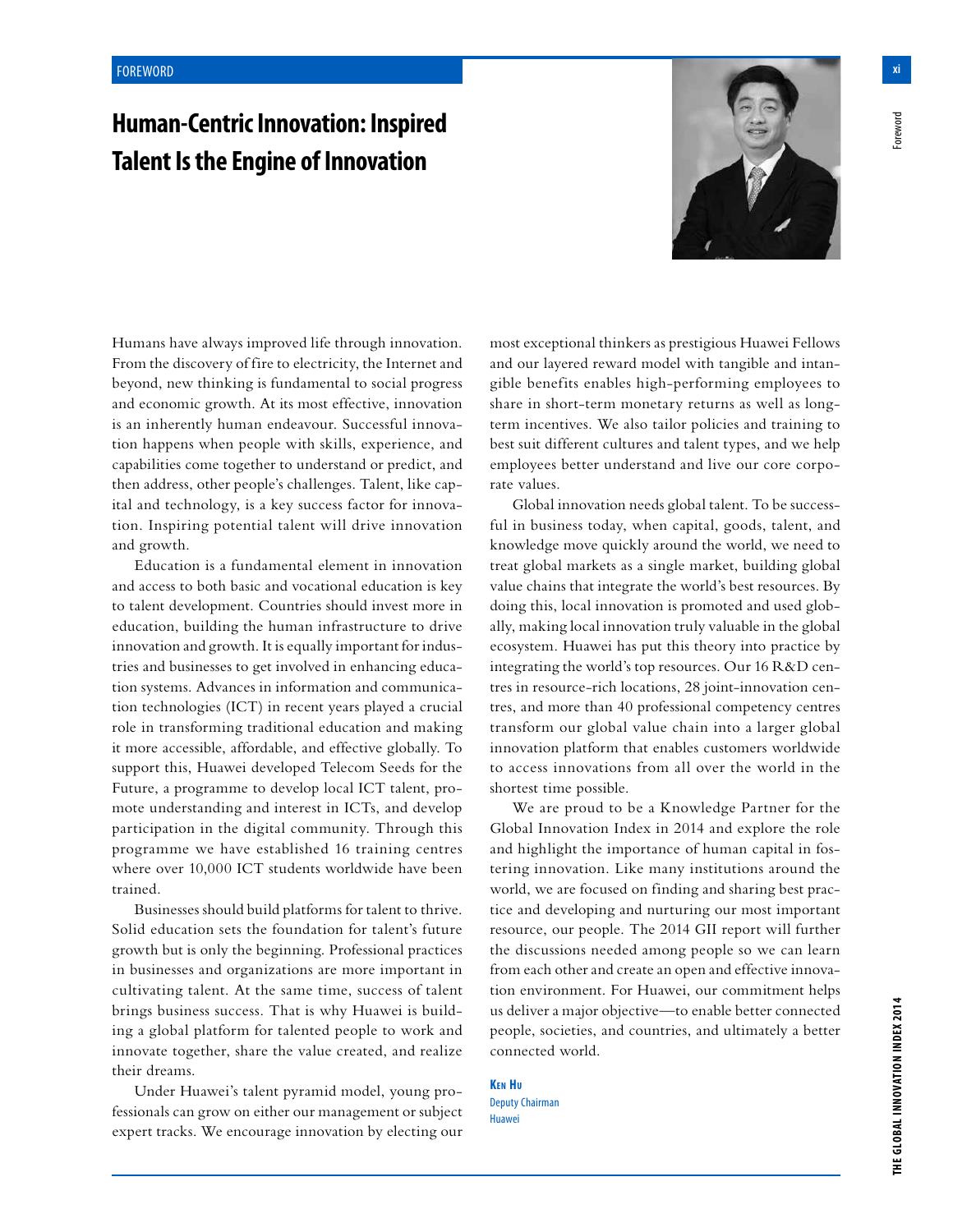FOREWORD

# Human-Centric Innovation: Inspired Talent Is the Engine of Innovation

Humans have always improved life through innovation. From the discovery of fire to electricity, the Internet and beyond, new thinking is fundamental to social progress and economic growth. At its most effective, innovation is an inherently human endeavour. Successful innovation happens when people with skills, experience, and capabilities come together to understand or predict, and then address, other people's challenges. Talent, like capital and technology, is a key success factor for innovation. Inspiring potential talent will drive innovation and growth.

Education is a fundamental element in innovation and access to both basic and vocational education is key to talent development. Countries should invest more in education, building the human infrastructure to drive innovation and growth. It is equally important for industries and businesses to get involved in enhancing education systems. Advances in information and communication technologies (ICT) in recent years played a crucial role in transforming traditional education and making it more accessible, affordable, and effective globally. To support this, Huawei developed Telecom Seeds for the Future, a programme to develop local ICT talent, promote understanding and interest in ICTs, and develop participation in the digital community. Through this programme we have established 16 training centres where over 10,000 ICT students worldwide have been trained.

Businesses should build platforms for talent to thrive. Solid education sets the foundation for talent's future growth but is only the beginning. Professional practices in businesses and organizations are more important in cultivating talent. At the same time, success of talent brings business success. That is why Huawei is building a global platform for talented people to work and innovate together, share the value created, and realize their dreams.

Under Huawei's talent pyramid model, young professionals can grow on either our management or subject expert tracks. We encourage innovation by electing our most exceptional thinkers as prestigious Huawei Fellows and our layered reward model with tangible and intangible benefits enables high-performing employees to share in short-term monetary returns as well as long-term incentives. We also tailor policies and training to best suit different cultures and talent types, and we help employees better understand and live our core corporate values.

Global innovation needs global talent. To be successful in business today, when capital, goods, talent, and knowledge move quickly around the world, we need to treat global markets as a single market, building global value chains that integrate the world's best resources. By doing this, local innovation is promoted and used globally, making local innovation truly valuable in the global ecosystem. Huawei has put this theory into practice by integrating the world's top resources. Our 16 R&D centres in resource-rich locations, 28 joint-innovation centres, and more than 40 professional competency centres transform our global value chain into a larger global innovation platform that enables customers worldwide to access innovations from all over the world in the shortest time possible.

We are proud to be a Knowledge Partner for the Global Innovation Index in 2014 and explore the role and highlight the importance of human capital in fostering innovation. Like many institutions around the world, we are focused on finding and sharing best practice and developing and nurturing our most important resource, our people. The 2014 GII report will further the discussions needed among people so we can learn from each other and create an open and effective innovation environment. For Huawei, our commitment helps us deliver a major objective—to enable better connected people, societies, and countries, and ultimately a better connected world.

**Ken Hu**
Deputy Chairman
Huawei